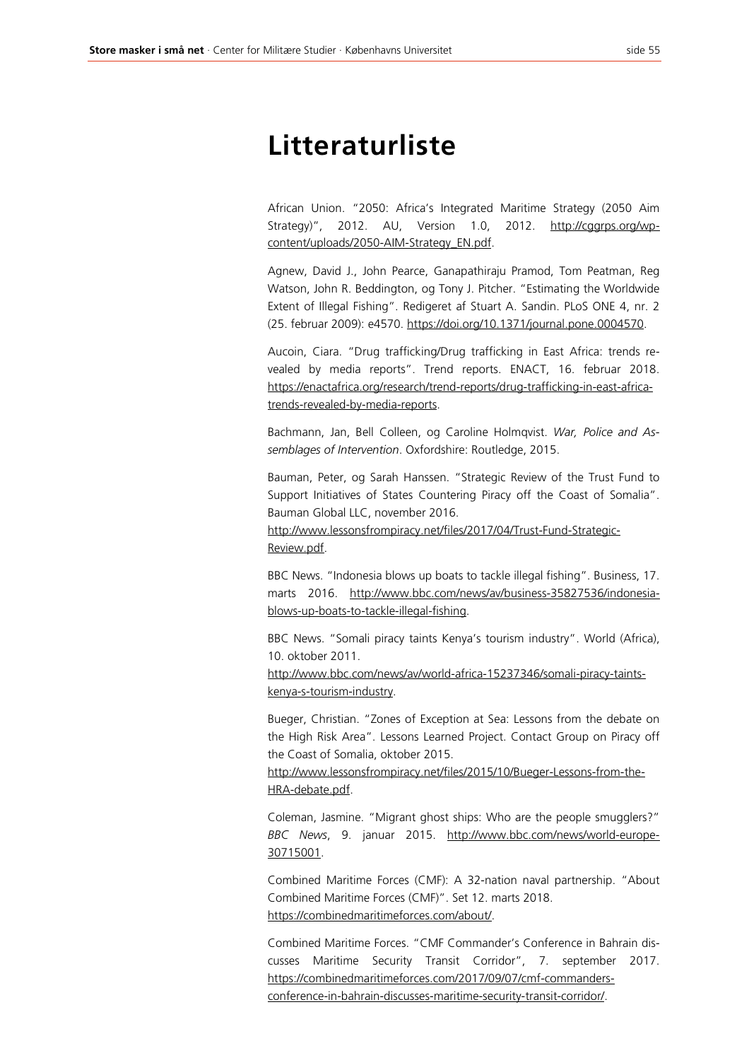# Litteraturliste

African Union. "2050: Africa's Integrated Maritime Strategy (2050 Aim Strategy)", 2012. AU, Version 1.0, 2012. http://cggrps.org/wp-content/uploads/2050-AIM-Strategy_EN.pdf.

Agnew, David J., John Pearce, Ganapathiraju Pramod, Tom Peatman, Reg Watson, John R. Beddington, og Tony J. Pitcher. "Estimating the Worldwide Extent of Illegal Fishing". Redigeret af Stuart A. Sandin. PLoS ONE 4, nr. 2 (25. februar 2009): e4570. https://doi.org/10.1371/journal.pone.0004570.

Aucoin, Ciara. "Drug trafficking/Drug trafficking in East Africa: trends revealed by media reports". Trend reports. ENACT, 16. februar 2018. https://enactafrica.org/research/trend-reports/drug-trafficking-in-east-africa-trends-revealed-by-media-reports.

Bachmann, Jan, Bell Colleen, og Caroline Holmqvist. *War, Police and Assemblages of Intervention*. Oxfordshire: Routledge, 2015.

Bauman, Peter, og Sarah Hanssen. "Strategic Review of the Trust Fund to Support Initiatives of States Countering Piracy off the Coast of Somalia". Bauman Global LLC, november 2016. http://www.lessonsfrompiracy.net/files/2017/04/Trust-Fund-Strategic-Review.pdf.

BBC News. "Indonesia blows up boats to tackle illegal fishing". Business, 17. marts 2016. http://www.bbc.com/news/av/business-35827536/indonesia-blows-up-boats-to-tackle-illegal-fishing.

BBC News. "Somali piracy taints Kenya's tourism industry". World (Africa), 10. oktober 2011. http://www.bbc.com/news/av/world-africa-15237346/somali-piracy-taints-kenya-s-tourism-industry.

Bueger, Christian. "Zones of Exception at Sea: Lessons from the debate on the High Risk Area". Lessons Learned Project. Contact Group on Piracy off the Coast of Somalia, oktober 2015. http://www.lessonsfrompiracy.net/files/2015/10/Bueger-Lessons-from-the-HRA-debate.pdf.

Coleman, Jasmine. "Migrant ghost ships: Who are the people smugglers?" *BBC News*, 9. januar 2015. http://www.bbc.com/news/world-europe-30715001.

Combined Maritime Forces (CMF): A 32-nation naval partnership. "About Combined Maritime Forces (CMF)". Set 12. marts 2018. https://combinedmaritimeforces.com/about/.

Combined Maritime Forces. "CMF Commander's Conference in Bahrain discusses Maritime Security Transit Corridor", 7. september 2017. https://combinedmaritimeforces.com/2017/09/07/cmf-commanders-conference-in-bahrain-discusses-maritime-security-transit-corridor/.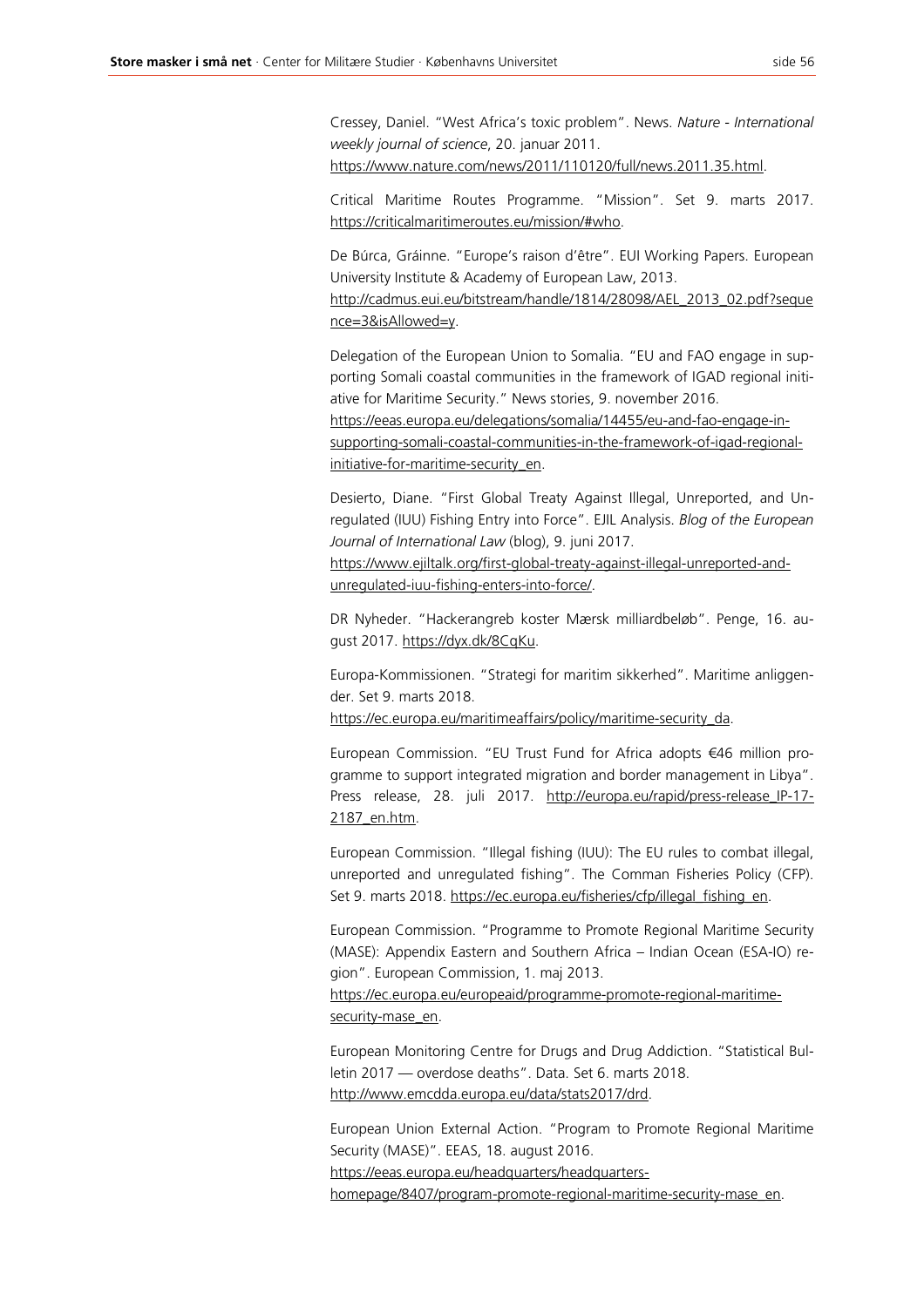Cressey, Daniel. "West Africa's toxic problem". News. *Nature - International weekly journal of science*, 20. januar 2011. https://www.nature.com/news/2011/110120/full/news.2011.35.html.

Critical Maritime Routes Programme. "Mission". Set 9. marts 2017. https://criticalmaritimeroutes.eu/mission/#who.

De Búrca, Gráinne. "Europe's raison d'être". EUI Working Papers. European University Institute & Academy of European Law, 2013. http://cadmus.eui.eu/bitstream/handle/1814/28098/AEL_2013_02.pdf?sequence=3&isAllowed=y.

Delegation of the European Union to Somalia. "EU and FAO engage in supporting Somali coastal communities in the framework of IGAD regional initiative for Maritime Security." News stories, 9. november 2016. https://eeas.europa.eu/delegations/somalia/14455/eu-and-fao-engage-in-supporting-somali-coastal-communities-in-the-framework-of-igad-regional-initiative-for-maritime-security_en.

Desierto, Diane. "First Global Treaty Against Illegal, Unreported, and Unregulated (IUU) Fishing Entry into Force". EJIL Analysis. *Blog of the European Journal of International Law* (blog), 9. juni 2017. https://www.ejiltalk.org/first-global-treaty-against-illegal-unreported-and-unregulated-iuu-fishing-enters-into-force/.

DR Nyheder. "Hackerangreb koster Mærsk milliardbeløb". Penge, 16. august 2017. https://dyx.dk/8CqKu.

Europa-Kommissionen. "Strategi for maritim sikkerhed". Maritime anliggender. Set 9. marts 2018. https://ec.europa.eu/maritimeaffairs/policy/maritime-security_da.

European Commission. "EU Trust Fund for Africa adopts €46 million programme to support integrated migration and border management in Libya". Press release, 28. juli 2017. http://europa.eu/rapid/press-release_IP-17-2187_en.htm.

European Commission. "Illegal fishing (IUU): The EU rules to combat illegal, unreported and unregulated fishing". The Comman Fisheries Policy (CFP). Set 9. marts 2018. https://ec.europa.eu/fisheries/cfp/illegal_fishing_en.

European Commission. "Programme to Promote Regional Maritime Security (MASE): Appendix Eastern and Southern Africa – Indian Ocean (ESA-IO) region". European Commission, 1. maj 2013. https://ec.europa.eu/europeaid/programme-promote-regional-maritime-security-mase_en.

European Monitoring Centre for Drugs and Drug Addiction. "Statistical Bulletin 2017 — overdose deaths". Data. Set 6. marts 2018. http://www.emcdda.europa.eu/data/stats2017/drd.

European Union External Action. "Program to Promote Regional Maritime Security (MASE)". EEAS, 18. august 2016. https://eeas.europa.eu/headquarters/headquarters-homepage/8407/program-promote-regional-maritime-security-mase_en.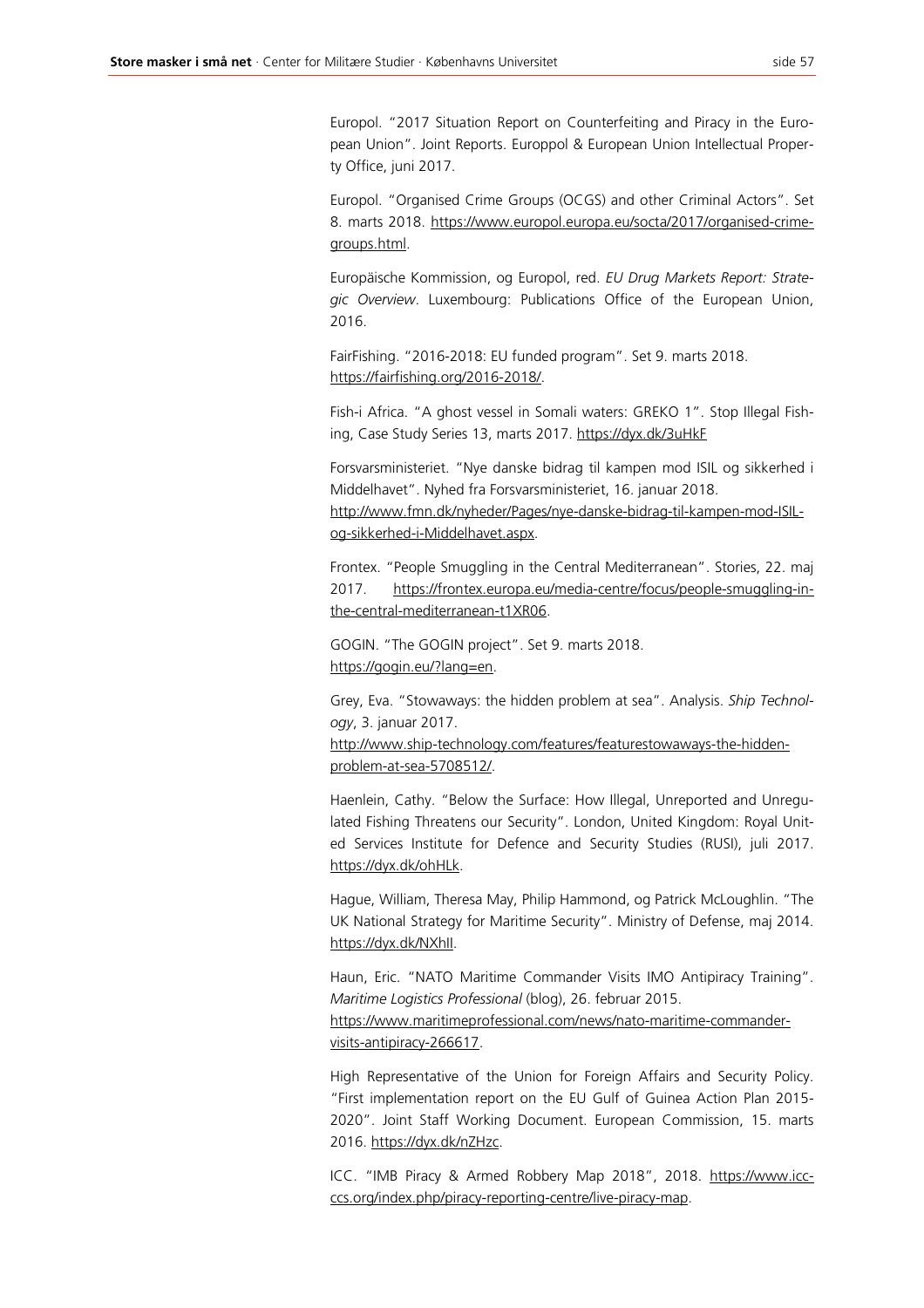Europol. "2017 Situation Report on Counterfeiting and Piracy in the European Union". Joint Reports. Europpol & European Union Intellectual Property Office, juni 2017.

Europol. "Organised Crime Groups (OCGS) and other Criminal Actors". Set 8. marts 2018. https://www.europol.europa.eu/socta/2017/organised-crime-groups.html.

Europäische Kommission, og Europol, red. *EU Drug Markets Report: Strategic Overview*. Luxembourg: Publications Office of the European Union, 2016.

FairFishing. "2016-2018: EU funded program". Set 9. marts 2018. https://fairfishing.org/2016-2018/.

Fish-i Africa. "A ghost vessel in Somali waters: GREKO 1". Stop Illegal Fishing, Case Study Series 13, marts 2017. https://dyx.dk/3uHkF

Forsvarsministeriet. "Nye danske bidrag til kampen mod ISIL og sikkerhed i Middelhavet". Nyhed fra Forsvarsministeriet, 16. januar 2018. http://www.fmn.dk/nyheder/Pages/nye-danske-bidrag-til-kampen-mod-ISIL-og-sikkerhed-i-Middelhavet.aspx.

Frontex. "People Smuggling in the Central Mediterranean". Stories, 22. maj 2017. https://frontex.europa.eu/media-centre/focus/people-smuggling-in-the-central-mediterranean-t1XR06.

GOGIN. "The GOGIN project". Set 9. marts 2018. https://gogin.eu/?lang=en.

Grey, Eva. "Stowaways: the hidden problem at sea". Analysis. *Ship Technology*, 3. januar 2017. http://www.ship-technology.com/features/featurestowaways-the-hidden-problem-at-sea-5708512/.

Haenlein, Cathy. "Below the Surface: How Illegal, Unreported and Unregulated Fishing Threatens our Security". London, United Kingdom: Royal United Services Institute for Defence and Security Studies (RUSI), juli 2017. https://dyx.dk/ohHLk.

Hague, William, Theresa May, Philip Hammond, og Patrick McLoughlin. "The UK National Strategy for Maritime Security". Ministry of Defense, maj 2014. https://dyx.dk/NXhIl.

Haun, Eric. "NATO Maritime Commander Visits IMO Antipiracy Training". *Maritime Logistics Professional* (blog), 26. februar 2015. https://www.maritimeprofessional.com/news/nato-maritime-commander-visits-antipiracy-266617.

High Representative of the Union for Foreign Affairs and Security Policy. "First implementation report on the EU Gulf of Guinea Action Plan 2015-2020". Joint Staff Working Document. European Commission, 15. marts 2016. https://dyx.dk/nZHzc.

ICC. "IMB Piracy & Armed Robbery Map 2018", 2018. https://www.icc-ccs.org/index.php/piracy-reporting-centre/live-piracy-map.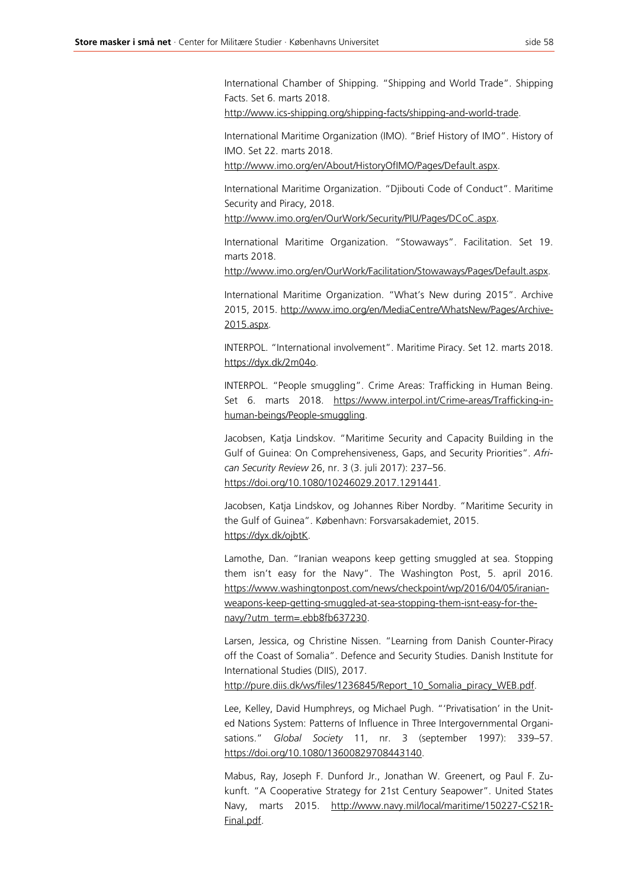International Chamber of Shipping. "Shipping and World Trade". Shipping Facts. Set 6. marts 2018. http://www.ics-shipping.org/shipping-facts/shipping-and-world-trade.

International Maritime Organization (IMO). "Brief History of IMO". History of IMO. Set 22. marts 2018. http://www.imo.org/en/About/HistoryOfIMO/Pages/Default.aspx.

International Maritime Organization. "Djibouti Code of Conduct". Maritime Security and Piracy, 2018. http://www.imo.org/en/OurWork/Security/PIU/Pages/DCoC.aspx.

International Maritime Organization. "Stowaways". Facilitation. Set 19. marts 2018. http://www.imo.org/en/OurWork/Facilitation/Stowaways/Pages/Default.aspx.

International Maritime Organization. "What's New during 2015". Archive 2015, 2015. http://www.imo.org/en/MediaCentre/WhatsNew/Pages/Archive-2015.aspx.

INTERPOL. "International involvement". Maritime Piracy. Set 12. marts 2018. https://dyx.dk/2m04o.

INTERPOL. "People smuggling". Crime Areas: Trafficking in Human Being. Set 6. marts 2018. https://www.interpol.int/Crime-areas/Trafficking-in-human-beings/People-smuggling.

Jacobsen, Katja Lindskov. "Maritime Security and Capacity Building in the Gulf of Guinea: On Comprehensiveness, Gaps, and Security Priorities". *African Security Review* 26, nr. 3 (3. juli 2017): 237–56. https://doi.org/10.1080/10246029.2017.1291441.

Jacobsen, Katja Lindskov, og Johannes Riber Nordby. "Maritime Security in the Gulf of Guinea". København: Forsvarsakademiet, 2015. https://dyx.dk/ojbtK.

Lamothe, Dan. "Iranian weapons keep getting smuggled at sea. Stopping them isn't easy for the Navy". The Washington Post, 5. april 2016. https://www.washingtonpost.com/news/checkpoint/wp/2016/04/05/iranian-weapons-keep-getting-smuggled-at-sea-stopping-them-isnt-easy-for-the-navy/?utm_term=.ebb8fb637230.

Larsen, Jessica, og Christine Nissen. "Learning from Danish Counter-Piracy off the Coast of Somalia". Defence and Security Studies. Danish Institute for International Studies (DIIS), 2017. http://pure.diis.dk/ws/files/1236845/Report_10_Somalia_piracy_WEB.pdf.

Lee, Kelley, David Humphreys, og Michael Pugh. "'Privatisation' in the United Nations System: Patterns of Influence in Three Intergovernmental Organisations." *Global Society* 11, nr. 3 (september 1997): 339–57. https://doi.org/10.1080/13600829708443140.

Mabus, Ray, Joseph F. Dunford Jr., Jonathan W. Greenert, og Paul F. Zukunft. "A Cooperative Strategy for 21st Century Seapower". United States Navy, marts 2015. http://www.navy.mil/local/maritime/150227-CS21R-Final.pdf.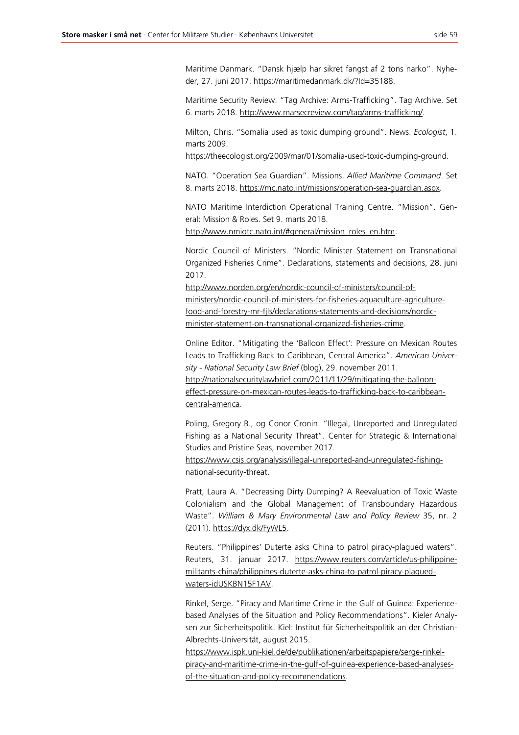Maritime Danmark. "Dansk hjælp har sikret fangst af 2 tons narko". Nyheder, 27. juni 2017. https://maritimedanmark.dk/?Id=35188.

Maritime Security Review. "Tag Archive: Arms-Trafficking". Tag Archive. Set 6. marts 2018. http://www.marsecreview.com/tag/arms-trafficking/.

Milton, Chris. "Somalia used as toxic dumping ground". News. *Ecologist*, 1. marts 2009. https://theecologist.org/2009/mar/01/somalia-used-toxic-dumping-ground.

NATO. "Operation Sea Guardian". Missions. *Allied Maritime Command*. Set 8. marts 2018. https://mc.nato.int/missions/operation-sea-guardian.aspx.

NATO Maritime Interdiction Operational Training Centre. "Mission". General: Mission & Roles. Set 9. marts 2018. http://www.nmiotc.nato.int/#general/mission_roles_en.htm.

Nordic Council of Ministers. "Nordic Minister Statement on Transnational Organized Fisheries Crime". Declarations, statements and decisions, 28. juni 2017. http://www.norden.org/en/nordic-council-of-ministers/council-of-ministers/nordic-council-of-ministers-for-fisheries-aquaculture-agriculture-food-and-forestry-mr-fjls/declarations-statements-and-decisions/nordic-minister-statement-on-transnational-organized-fisheries-crime.

Online Editor. "Mitigating the 'Balloon Effect': Pressure on Mexican Routes Leads to Trafficking Back to Caribbean, Central America". *American University - National Security Law Brief* (blog), 29. november 2011. http://nationalsecuritylawbrief.com/2011/11/29/mitigating-the-balloon-effect-pressure-on-mexican-routes-leads-to-trafficking-back-to-caribbean-central-america.

Poling, Gregory B., og Conor Cronin. "Illegal, Unreported and Unregulated Fishing as a National Security Threat". Center for Strategic & International Studies and Pristine Seas, november 2017. https://www.csis.org/analysis/illegal-unreported-and-unregulated-fishing-national-security-threat.

Pratt, Laura A. "Decreasing Dirty Dumping? A Reevaluation of Toxic Waste Colonialism and the Global Management of Transboundary Hazardous Waste". *William & Mary Environmental Law and Policy Review* 35, nr. 2 (2011). https://dyx.dk/FyWL5.

Reuters. "Philippines' Duterte asks China to patrol piracy-plagued waters". Reuters, 31. januar 2017. https://www.reuters.com/article/us-philippine-militants-china/philippines-duterte-asks-china-to-patrol-piracy-plagued-waters-idUSKBN15F1AV.

Rinkel, Serge. "Piracy and Maritime Crime in the Gulf of Guinea: Experience-based Analyses of the Situation and Policy Recommendations". Kieler Analysen zur Sicherheitspolitik. Kiel: Institut für Sicherheitspolitik an der Christian-Albrechts-Universität, august 2015. https://www.ispk.uni-kiel.de/de/publikationen/arbeitspapiere/serge-rinkel-piracy-and-maritime-crime-in-the-gulf-of-guinea-experience-based-analyses-of-the-situation-and-policy-recommendations.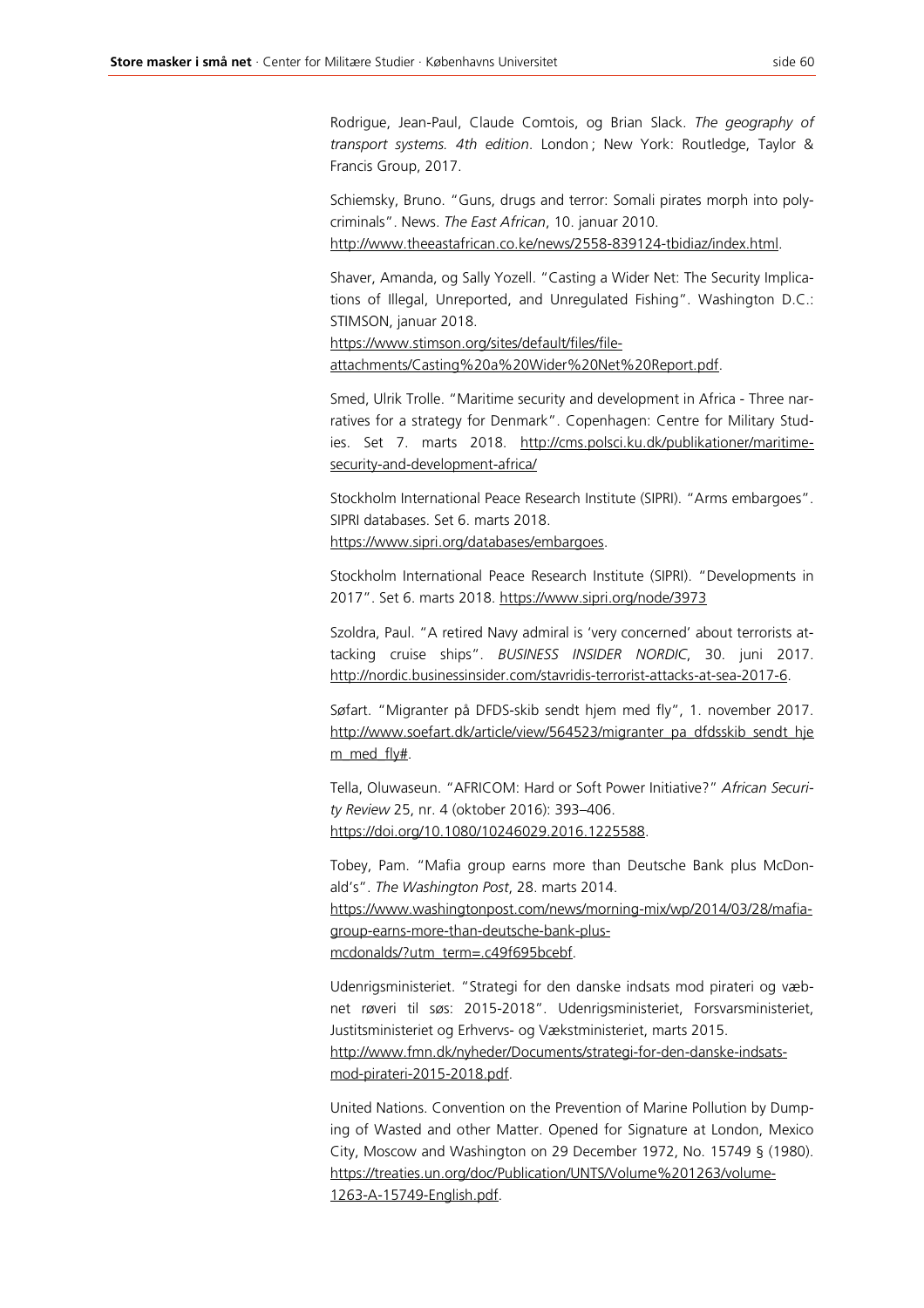Rodrigue, Jean-Paul, Claude Comtois, og Brian Slack. *The geography of transport systems. 4th edition*. London ; New York: Routledge, Taylor & Francis Group, 2017.

Schiemsky, Bruno. "Guns, drugs and terror: Somali pirates morph into poly-criminals". News. *The East African*, 10. januar 2010. http://www.theeastafrican.co.ke/news/2558-839124-tbidiaz/index.html.

Shaver, Amanda, og Sally Yozell. "Casting a Wider Net: The Security Implications of Illegal, Unreported, and Unregulated Fishing". Washington D.C.: STIMSON, januar 2018. https://www.stimson.org/sites/default/files/file-attachments/Casting%20a%20Wider%20Net%20Report.pdf.

Smed, Ulrik Trolle. "Maritime security and development in Africa - Three narratives for a strategy for Denmark". Copenhagen: Centre for Military Studies. Set 7. marts 2018. http://cms.polsci.ku.dk/publikationer/maritime-security-and-development-africa/

Stockholm International Peace Research Institute (SIPRI). "Arms embargoes". SIPRI databases. Set 6. marts 2018. https://www.sipri.org/databases/embargoes.

Stockholm International Peace Research Institute (SIPRI). "Developments in 2017". Set 6. marts 2018. https://www.sipri.org/node/3973

Szoldra, Paul. "A retired Navy admiral is 'very concerned' about terrorists attacking cruise ships". *BUSINESS INSIDER NORDIC*, 30. juni 2017. http://nordic.businessinsider.com/stavridis-terrorist-attacks-at-sea-2017-6.

Søfart. "Migranter på DFDS-skib sendt hjem med fly", 1. november 2017. http://www.soefart.dk/article/view/564523/migranter_pa_dfdsskib_sendt_hjem_med_fly#.

Tella, Oluwaseun. "AFRICOM: Hard or Soft Power Initiative?" *African Security Review* 25, nr. 4 (oktober 2016): 393–406. https://doi.org/10.1080/10246029.2016.1225588.

Tobey, Pam. "Mafia group earns more than Deutsche Bank plus McDonald's". *The Washington Post*, 28. marts 2014. https://www.washingtonpost.com/news/morning-mix/wp/2014/03/28/mafia-group-earns-more-than-deutsche-bank-plus-mcdonalds/?utm_term=.c49f695bcebf.

Udenrigsministeriet. "Strategi for den danske indsats mod pirateri og væbnet røveri til søs: 2015-2018". Udenrigsministeriet, Forsvarsministeriet, Justitsministeriet og Erhvervs- og Vækstministeriet, marts 2015. http://www.fmn.dk/nyheder/Documents/strategi-for-den-danske-indsats-mod-pirateri-2015-2018.pdf.

United Nations. Convention on the Prevention of Marine Pollution by Dumping of Wasted and other Matter. Opened for Signature at London, Mexico City, Moscow and Washington on 29 December 1972, No. 15749 § (1980). https://treaties.un.org/doc/Publication/UNTS/Volume%201263/volume-1263-A-15749-English.pdf.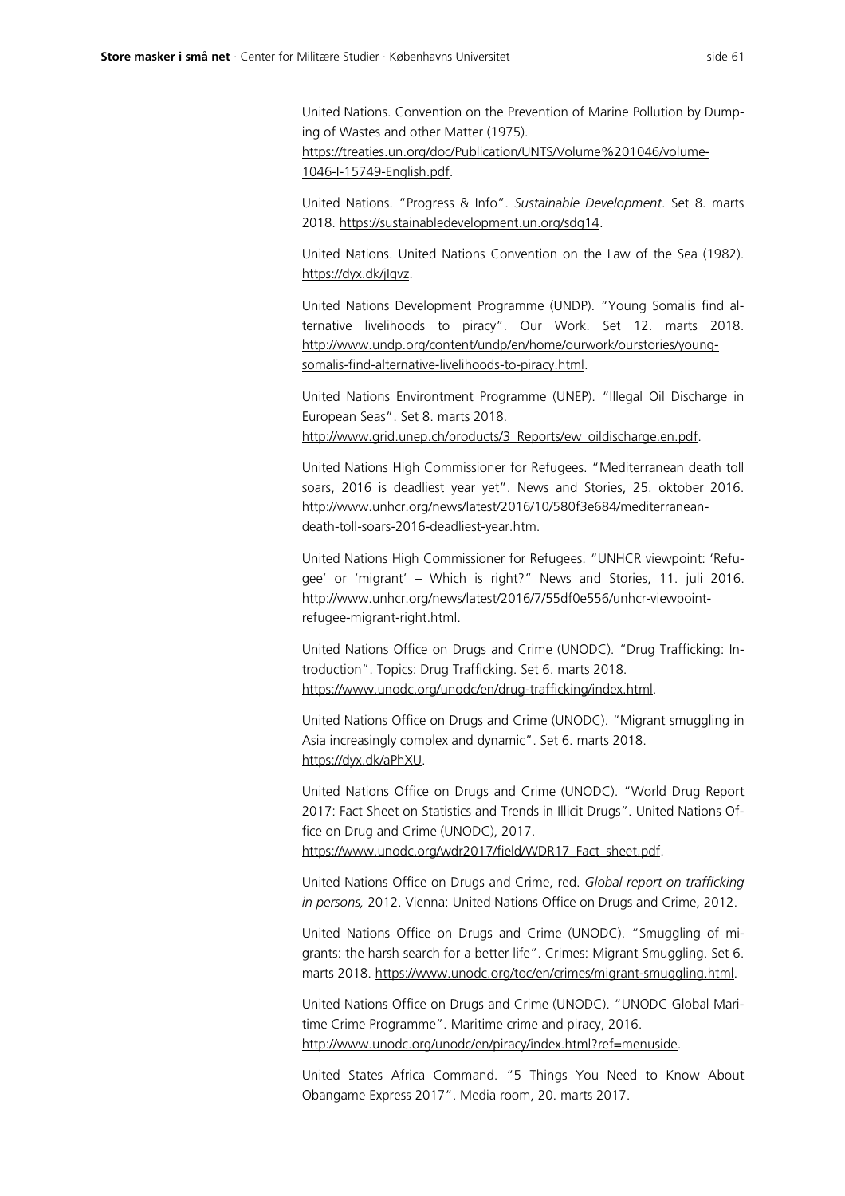United Nations. Convention on the Prevention of Marine Pollution by Dumping of Wastes and other Matter (1975). https://treaties.un.org/doc/Publication/UNTS/Volume%201046/volume-1046-I-15749-English.pdf.

United Nations. "Progress & Info". *Sustainable Development*. Set 8. marts 2018. https://sustainabledevelopment.un.org/sdg14.

United Nations. United Nations Convention on the Law of the Sea (1982). https://dyx.dk/jIgvz.

United Nations Development Programme (UNDP). "Young Somalis find alternative livelihoods to piracy". Our Work. Set 12. marts 2018. http://www.undp.org/content/undp/en/home/ourwork/ourstories/young-somalis-find-alternative-livelihoods-to-piracy.html.

United Nations Environtment Programme (UNEP). "Illegal Oil Discharge in European Seas". Set 8. marts 2018. http://www.grid.unep.ch/products/3_Reports/ew_oildischarge.en.pdf.

United Nations High Commissioner for Refugees. "Mediterranean death toll soars, 2016 is deadliest year yet". News and Stories, 25. oktober 2016. http://www.unhcr.org/news/latest/2016/10/580f3e684/mediterranean-death-toll-soars-2016-deadliest-year.htm.

United Nations High Commissioner for Refugees. "UNHCR viewpoint: 'Refugee' or 'migrant' – Which is right?" News and Stories, 11. juli 2016. http://www.unhcr.org/news/latest/2016/7/55df0e556/unhcr-viewpoint-refugee-migrant-right.html.

United Nations Office on Drugs and Crime (UNODC). "Drug Trafficking: Introduction". Topics: Drug Trafficking. Set 6. marts 2018. https://www.unodc.org/unodc/en/drug-trafficking/index.html.

United Nations Office on Drugs and Crime (UNODC). "Migrant smuggling in Asia increasingly complex and dynamic". Set 6. marts 2018. https://dyx.dk/aPhXU.

United Nations Office on Drugs and Crime (UNODC). "World Drug Report 2017: Fact Sheet on Statistics and Trends in Illicit Drugs". United Nations Office on Drug and Crime (UNODC), 2017. https://www.unodc.org/wdr2017/field/WDR17_Fact_sheet.pdf.

United Nations Office on Drugs and Crime, red. *Global report on trafficking in persons,* 2012. Vienna: United Nations Office on Drugs and Crime, 2012.

United Nations Office on Drugs and Crime (UNODC). "Smuggling of migrants: the harsh search for a better life". Crimes: Migrant Smuggling. Set 6. marts 2018. https://www.unodc.org/toc/en/crimes/migrant-smuggling.html.

United Nations Office on Drugs and Crime (UNODC). "UNODC Global Maritime Crime Programme". Maritime crime and piracy, 2016. http://www.unodc.org/unodc/en/piracy/index.html?ref=menuside.

United States Africa Command. "5 Things You Need to Know About Obangame Express 2017". Media room, 20. marts 2017.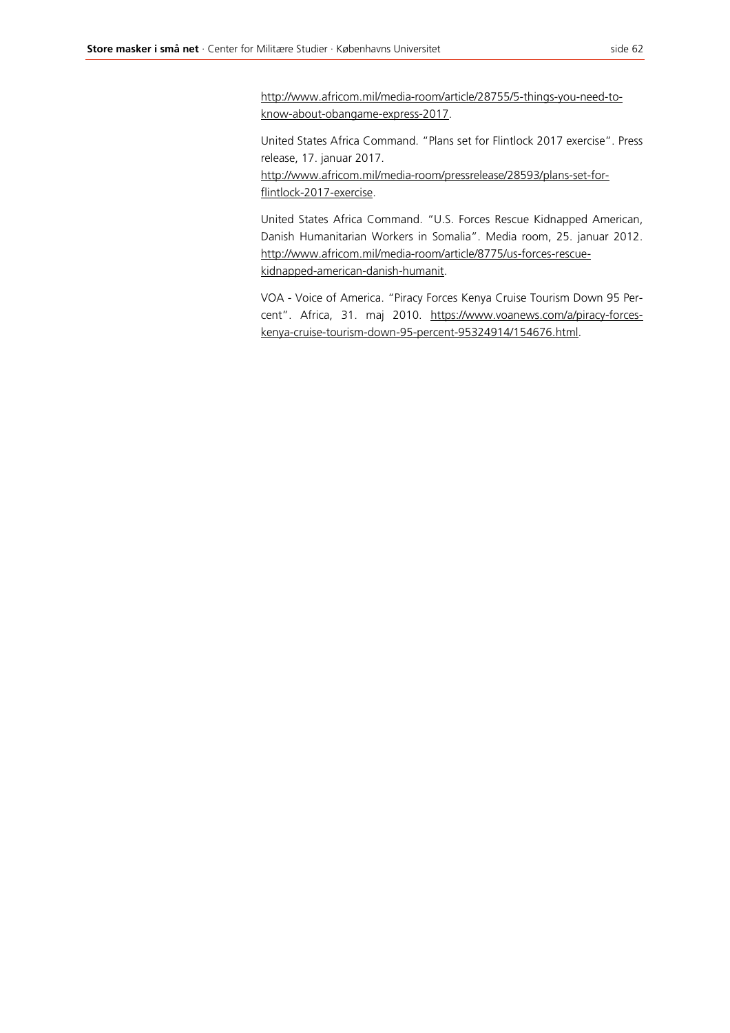http://www.africom.mil/media-room/article/28755/5-things-you-need-to-know-about-obangame-express-2017.

United States Africa Command. "Plans set for Flintlock 2017 exercise". Press release, 17. januar 2017. http://www.africom.mil/media-room/pressrelease/28593/plans-set-for-flintlock-2017-exercise.

United States Africa Command. "U.S. Forces Rescue Kidnapped American, Danish Humanitarian Workers in Somalia". Media room, 25. januar 2012. http://www.africom.mil/media-room/article/8775/us-forces-rescue-kidnapped-american-danish-humanit.

VOA - Voice of America. "Piracy Forces Kenya Cruise Tourism Down 95 Percent". Africa, 31. maj 2010. https://www.voanews.com/a/piracy-forces-kenya-cruise-tourism-down-95-percent-95324914/154676.html.